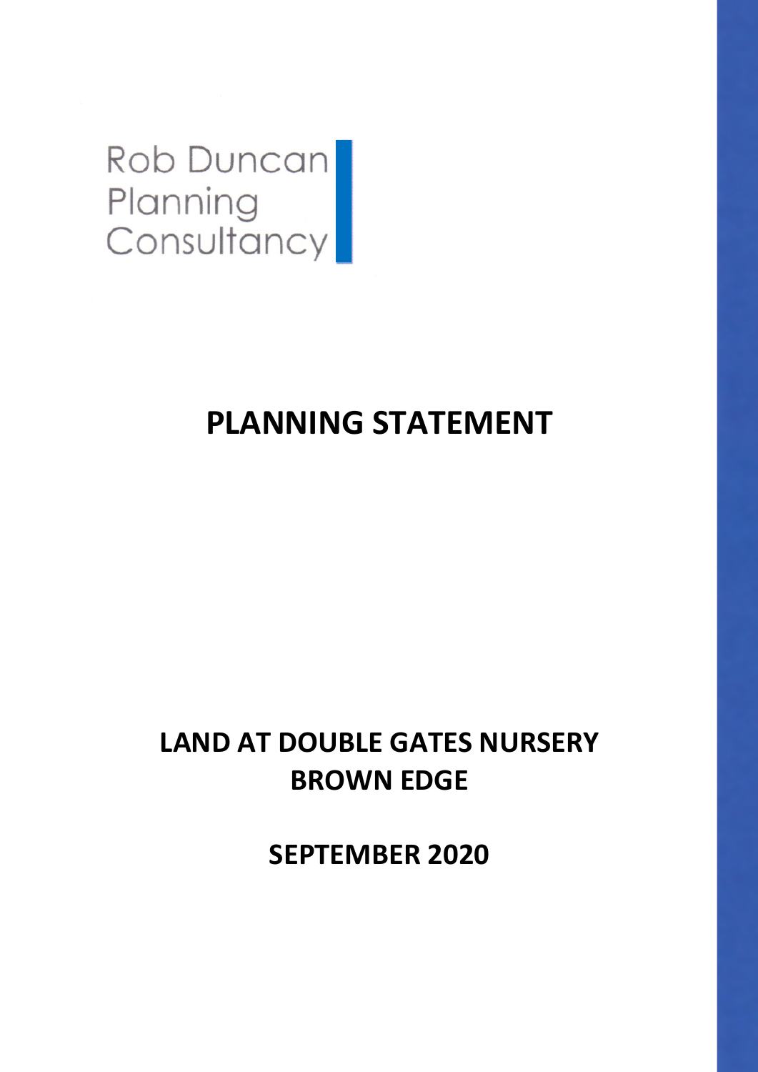Rob Duncan
Planning
Consultancy

# PLANNING STATEMENT

## LAND AT DOUBLE GATES NURSERY
## BROWN EDGE

## SEPTEMBER 2020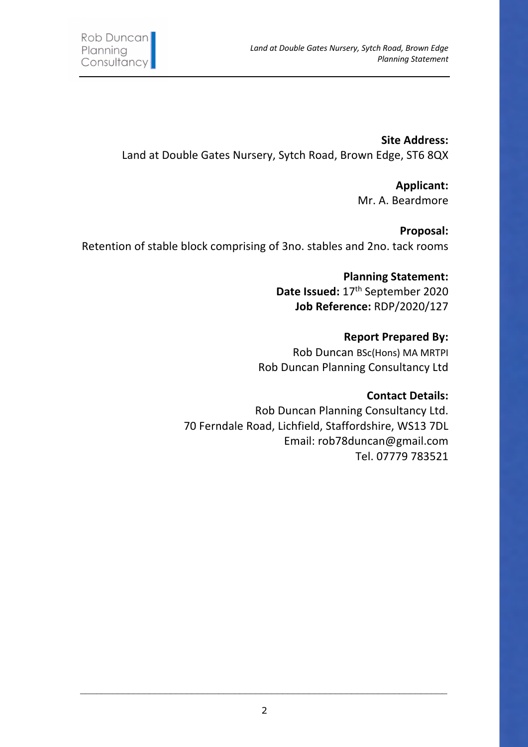**Site Address:**
Land at Double Gates Nursery, Sytch Road, Brown Edge, ST6 8QX

**Applicant:**
Mr. A. Beardmore

**Proposal:**
Retention of stable block comprising of 3no. stables and 2no. tack rooms

**Planning Statement:**
**Date Issued:** 17th September 2020
**Job Reference:** RDP/2020/127

**Report Prepared By:**
Rob Duncan BSc(Hons) MA MRTPI
Rob Duncan Planning Consultancy Ltd

**Contact Details:**
Rob Duncan Planning Consultancy Ltd.
70 Ferndale Road, Lichfield, Staffordshire, WS13 7DL
Email: rob78duncan@gmail.com
Tel. 07779 783521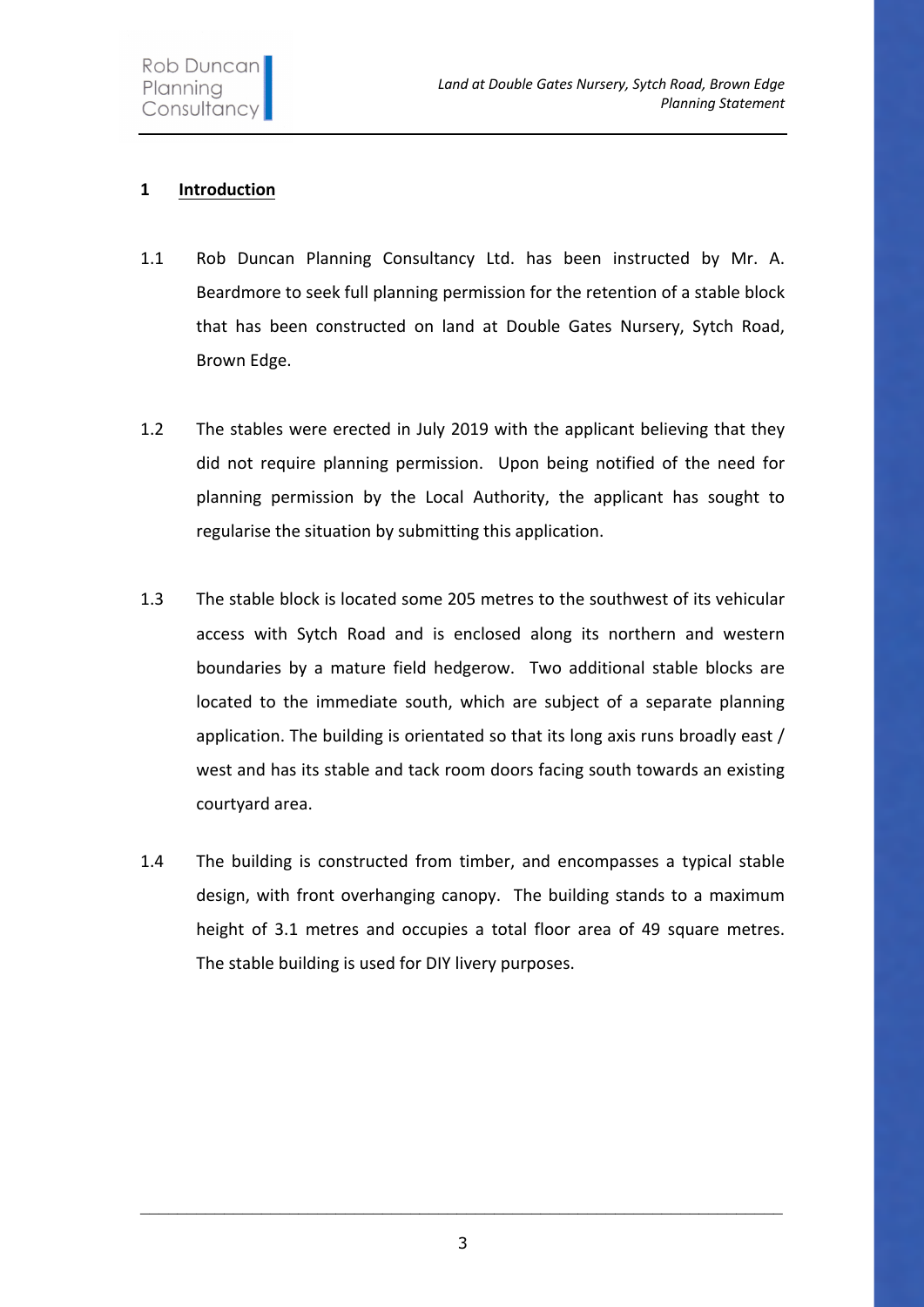## 1 Introduction

1.1 Rob Duncan Planning Consultancy Ltd. has been instructed by Mr. A. Beardmore to seek full planning permission for the retention of a stable block that has been constructed on land at Double Gates Nursery, Sytch Road, Brown Edge.

1.2 The stables were erected in July 2019 with the applicant believing that they did not require planning permission. Upon being notified of the need for planning permission by the Local Authority, the applicant has sought to regularise the situation by submitting this application.

1.3 The stable block is located some 205 metres to the southwest of its vehicular access with Sytch Road and is enclosed along its northern and western boundaries by a mature field hedgerow. Two additional stable blocks are located to the immediate south, which are subject of a separate planning application. The building is orientated so that its long axis runs broadly east / west and has its stable and tack room doors facing south towards an existing courtyard area.

1.4 The building is constructed from timber, and encompasses a typical stable design, with front overhanging canopy. The building stands to a maximum height of 3.1 metres and occupies a total floor area of 49 square metres. The stable building is used for DIY livery purposes.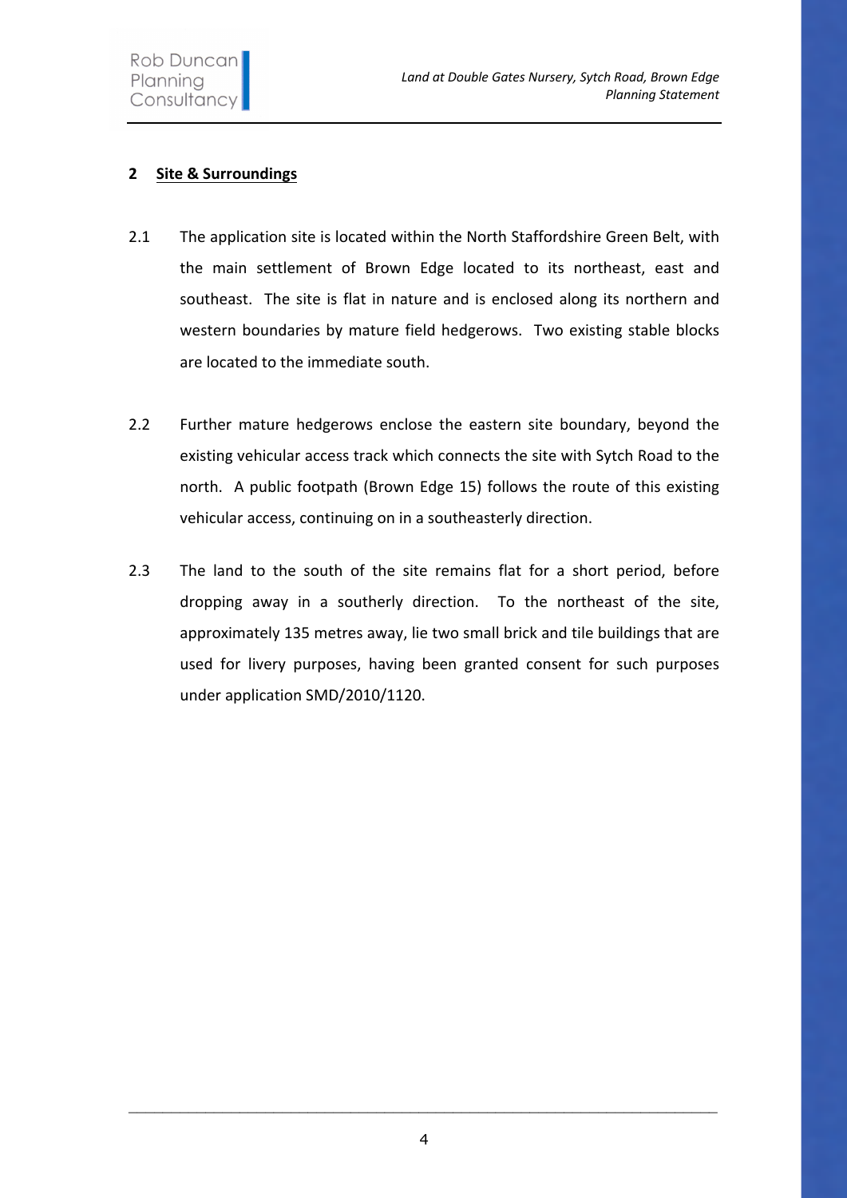## 2 Site & Surroundings

2.1 The application site is located within the North Staffordshire Green Belt, with the main settlement of Brown Edge located to its northeast, east and southeast. The site is flat in nature and is enclosed along its northern and western boundaries by mature field hedgerows. Two existing stable blocks are located to the immediate south.

2.2 Further mature hedgerows enclose the eastern site boundary, beyond the existing vehicular access track which connects the site with Sytch Road to the north. A public footpath (Brown Edge 15) follows the route of this existing vehicular access, continuing on in a southeasterly direction.

2.3 The land to the south of the site remains flat for a short period, before dropping away in a southerly direction. To the northeast of the site, approximately 135 metres away, lie two small brick and tile buildings that are used for livery purposes, having been granted consent for such purposes under application SMD/2010/1120.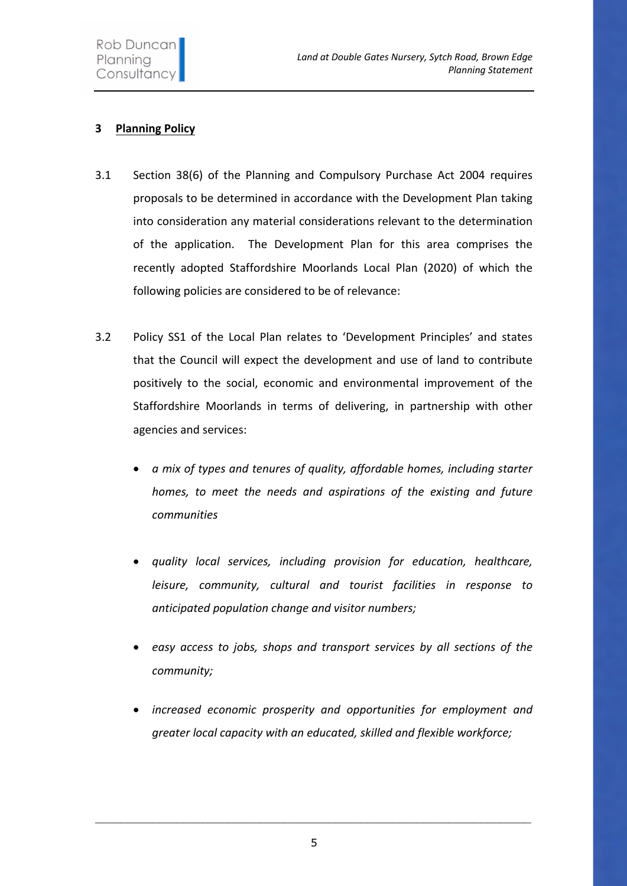## 3 Planning Policy

3.1 Section 38(6) of the Planning and Compulsory Purchase Act 2004 requires proposals to be determined in accordance with the Development Plan taking into consideration any material considerations relevant to the determination of the application. The Development Plan for this area comprises the recently adopted Staffordshire Moorlands Local Plan (2020) of which the following policies are considered to be of relevance:

3.2 Policy SS1 of the Local Plan relates to 'Development Principles' and states that the Council will expect the development and use of land to contribute positively to the social, economic and environmental improvement of the Staffordshire Moorlands in terms of delivering, in partnership with other agencies and services:

- *a mix of types and tenures of quality, affordable homes, including starter homes, to meet the needs and aspirations of the existing and future communities*
- *quality local services, including provision for education, healthcare, leisure, community, cultural and tourist facilities in response to anticipated population change and visitor numbers;*
- *easy access to jobs, shops and transport services by all sections of the community;*
- *increased economic prosperity and opportunities for employment and greater local capacity with an educated, skilled and flexible workforce;*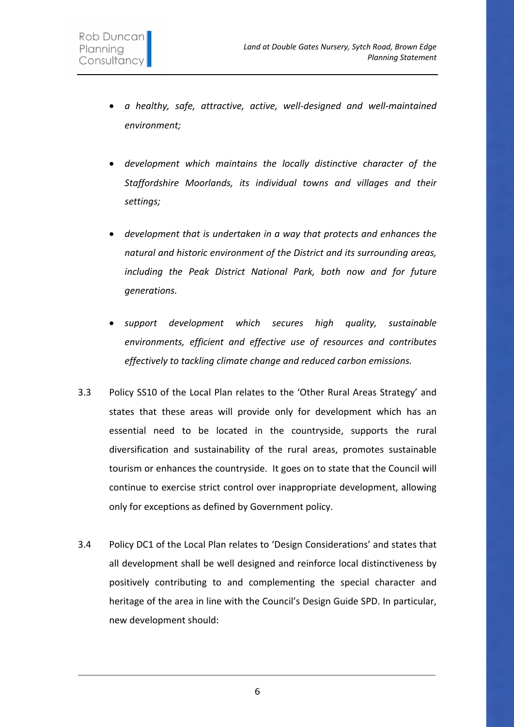- *a healthy, safe, attractive, active, well-designed and well-maintained environment;*

- *development which maintains the locally distinctive character of the Staffordshire Moorlands, its individual towns and villages and their settings;*

- *development that is undertaken in a way that protects and enhances the natural and historic environment of the District and its surrounding areas, including the Peak District National Park, both now and for future generations.*

- *support development which secures high quality, sustainable environments, efficient and effective use of resources and contributes effectively to tackling climate change and reduced carbon emissions.*

3.3 Policy SS10 of the Local Plan relates to the 'Other Rural Areas Strategy' and states that these areas will provide only for development which has an essential need to be located in the countryside, supports the rural diversification and sustainability of the rural areas, promotes sustainable tourism or enhances the countryside. It goes on to state that the Council will continue to exercise strict control over inappropriate development, allowing only for exceptions as defined by Government policy.

3.4 Policy DC1 of the Local Plan relates to 'Design Considerations' and states that all development shall be well designed and reinforce local distinctiveness by positively contributing to and complementing the special character and heritage of the area in line with the Council's Design Guide SPD. In particular, new development should: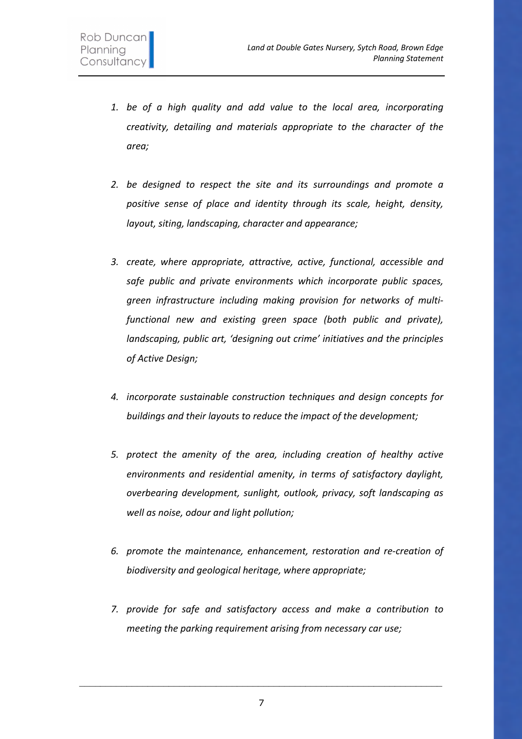1. *be of a high quality and add value to the local area, incorporating creativity, detailing and materials appropriate to the character of the area;*

2. *be designed to respect the site and its surroundings and promote a positive sense of place and identity through its scale, height, density, layout, siting, landscaping, character and appearance;*

3. *create, where appropriate, attractive, active, functional, accessible and safe public and private environments which incorporate public spaces, green infrastructure including making provision for networks of multi-functional new and existing green space (both public and private), landscaping, public art, 'designing out crime' initiatives and the principles of Active Design;*

4. *incorporate sustainable construction techniques and design concepts for buildings and their layouts to reduce the impact of the development;*

5. *protect the amenity of the area, including creation of healthy active environments and residential amenity, in terms of satisfactory daylight, overbearing development, sunlight, outlook, privacy, soft landscaping as well as noise, odour and light pollution;*

6. *promote the maintenance, enhancement, restoration and re-creation of biodiversity and geological heritage, where appropriate;*

7. *provide for safe and satisfactory access and make a contribution to meeting the parking requirement arising from necessary car use;*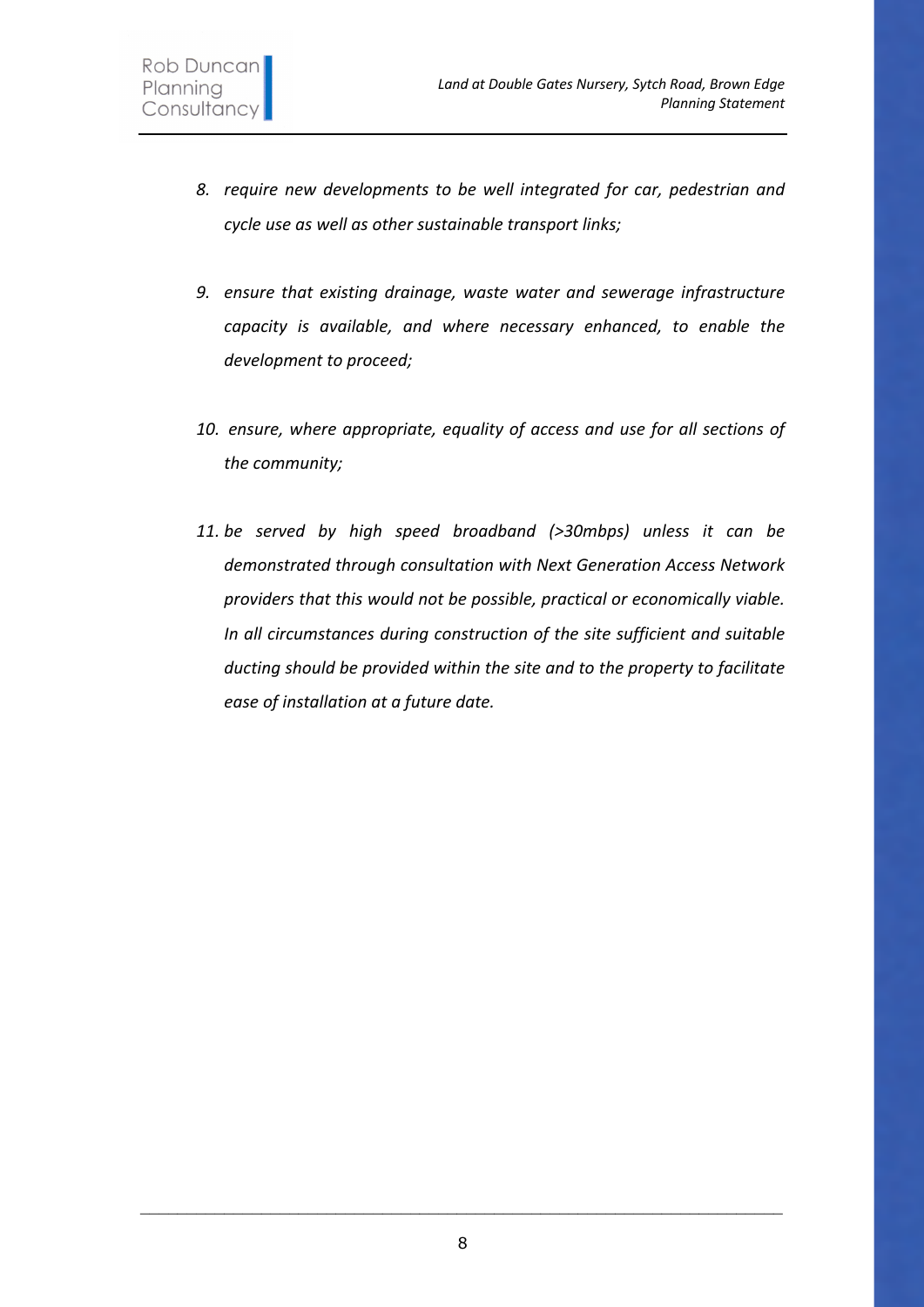8. *require new developments to be well integrated for car, pedestrian and cycle use as well as other sustainable transport links;*

9. *ensure that existing drainage, waste water and sewerage infrastructure capacity is available, and where necessary enhanced, to enable the development to proceed;*

10. *ensure, where appropriate, equality of access and use for all sections of the community;*

11. *be served by high speed broadband (>30mbps) unless it can be demonstrated through consultation with Next Generation Access Network providers that this would not be possible, practical or economically viable. In all circumstances during construction of the site sufficient and suitable ducting should be provided within the site and to the property to facilitate ease of installation at a future date.*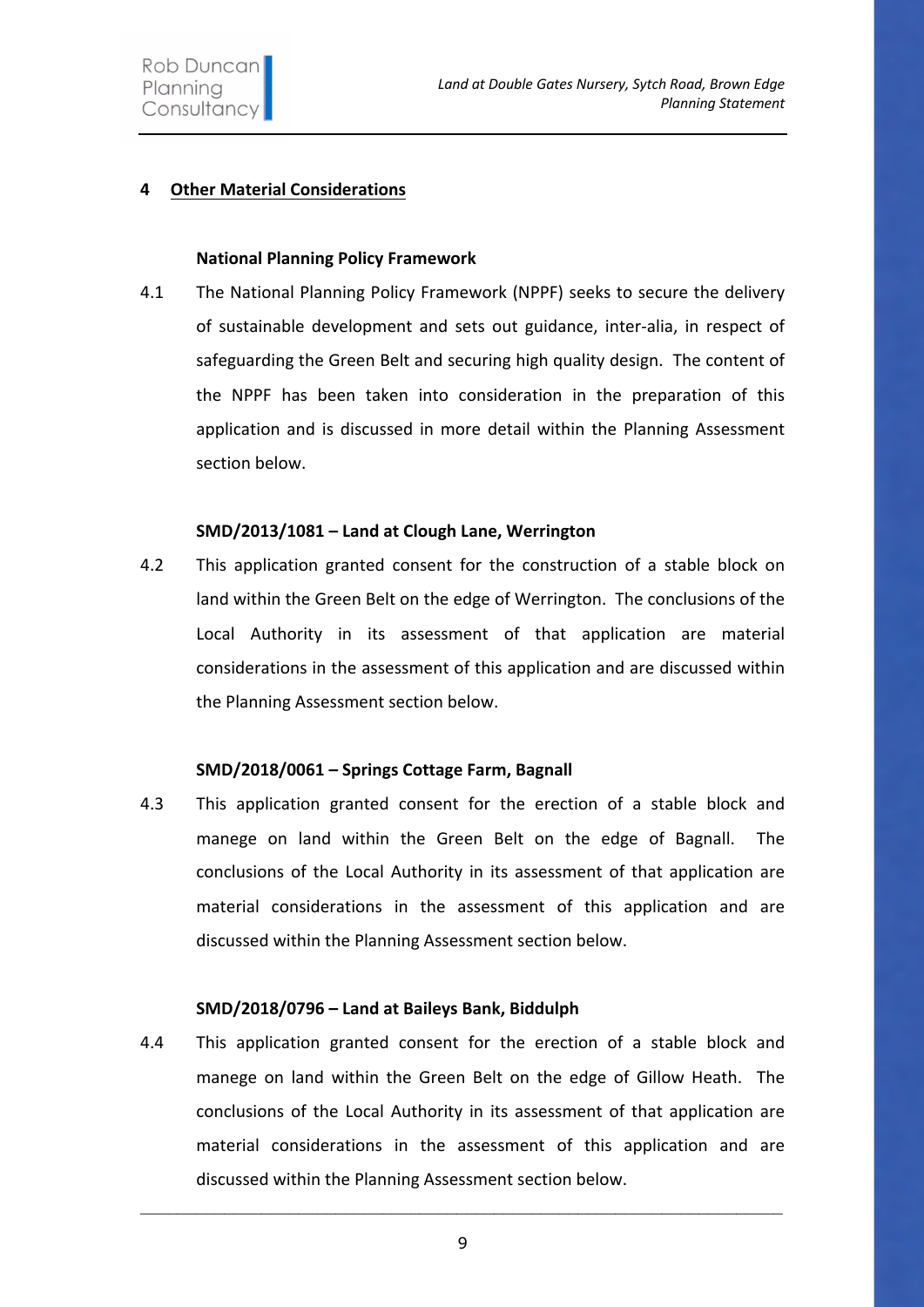## 4 Other Material Considerations

### National Planning Policy Framework

4.1 The National Planning Policy Framework (NPPF) seeks to secure the delivery of sustainable development and sets out guidance, inter-alia, in respect of safeguarding the Green Belt and securing high quality design. The content of the NPPF has been taken into consideration in the preparation of this application and is discussed in more detail within the Planning Assessment section below.

### SMD/2013/1081 – Land at Clough Lane, Werrington

4.2 This application granted consent for the construction of a stable block on land within the Green Belt on the edge of Werrington. The conclusions of the Local Authority in its assessment of that application are material considerations in the assessment of this application and are discussed within the Planning Assessment section below.

### SMD/2018/0061 – Springs Cottage Farm, Bagnall

4.3 This application granted consent for the erection of a stable block and manege on land within the Green Belt on the edge of Bagnall. The conclusions of the Local Authority in its assessment of that application are material considerations in the assessment of this application and are discussed within the Planning Assessment section below.

### SMD/2018/0796 – Land at Baileys Bank, Biddulph

4.4 This application granted consent for the erection of a stable block and manege on land within the Green Belt on the edge of Gillow Heath. The conclusions of the Local Authority in its assessment of that application are material considerations in the assessment of this application and are discussed within the Planning Assessment section below.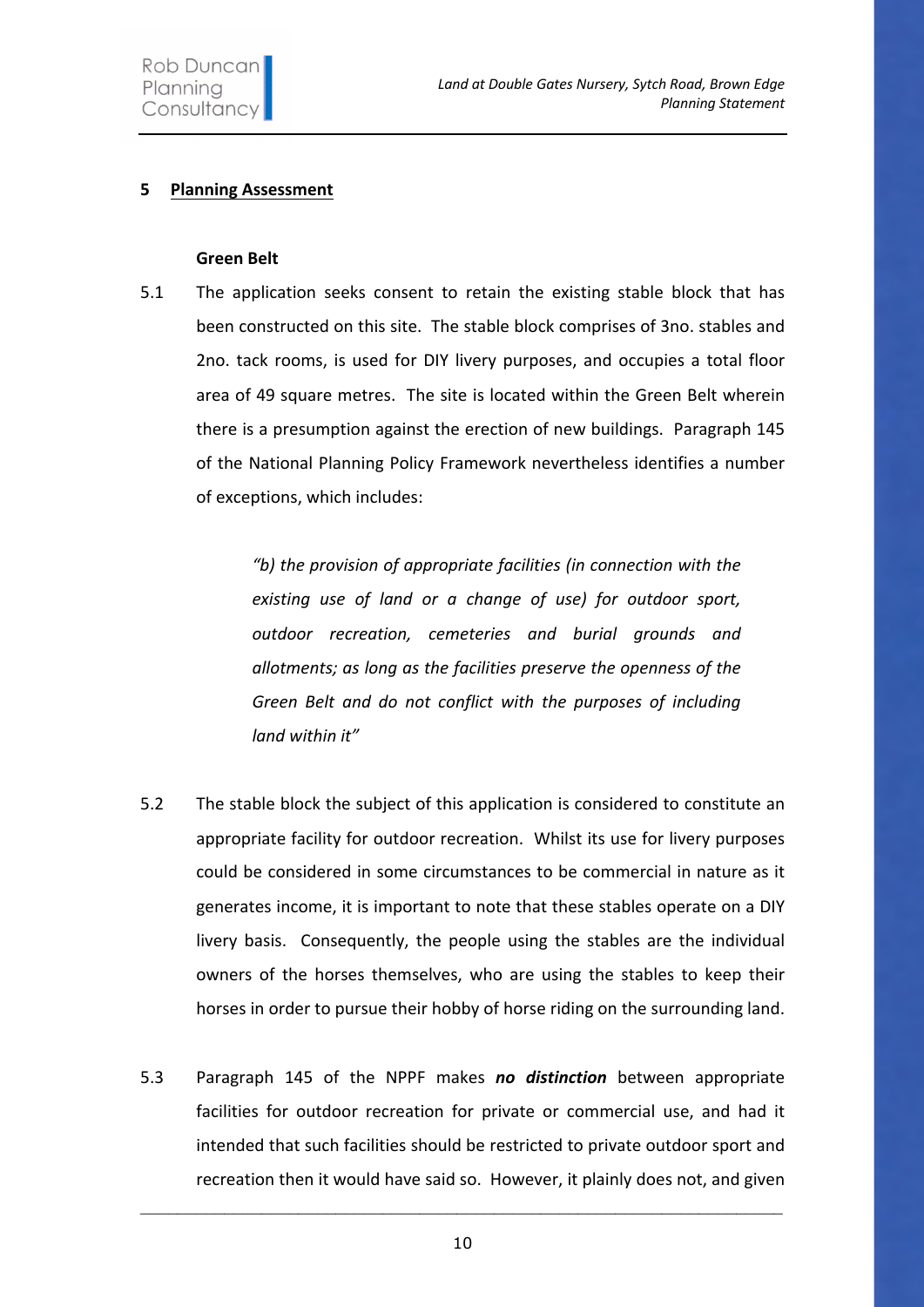## 5 Planning Assessment

### Green Belt

5.1 The application seeks consent to retain the existing stable block that has been constructed on this site. The stable block comprises of 3no. stables and 2no. tack rooms, is used for DIY livery purposes, and occupies a total floor area of 49 square metres. The site is located within the Green Belt wherein there is a presumption against the erection of new buildings. Paragraph 145 of the National Planning Policy Framework nevertheless identifies a number of exceptions, which includes:

> *"b) the provision of appropriate facilities (in connection with the existing use of land or a change of use) for outdoor sport, outdoor recreation, cemeteries and burial grounds and allotments; as long as the facilities preserve the openness of the Green Belt and do not conflict with the purposes of including land within it"*

5.2 The stable block the subject of this application is considered to constitute an appropriate facility for outdoor recreation. Whilst its use for livery purposes could be considered in some circumstances to be commercial in nature as it generates income, it is important to note that these stables operate on a DIY livery basis. Consequently, the people using the stables are the individual owners of the horses themselves, who are using the stables to keep their horses in order to pursue their hobby of horse riding on the surrounding land.

5.3 Paragraph 145 of the NPPF makes ***no distinction*** between appropriate facilities for outdoor recreation for private or commercial use, and had it intended that such facilities should be restricted to private outdoor sport and recreation then it would have said so. However, it plainly does not, and given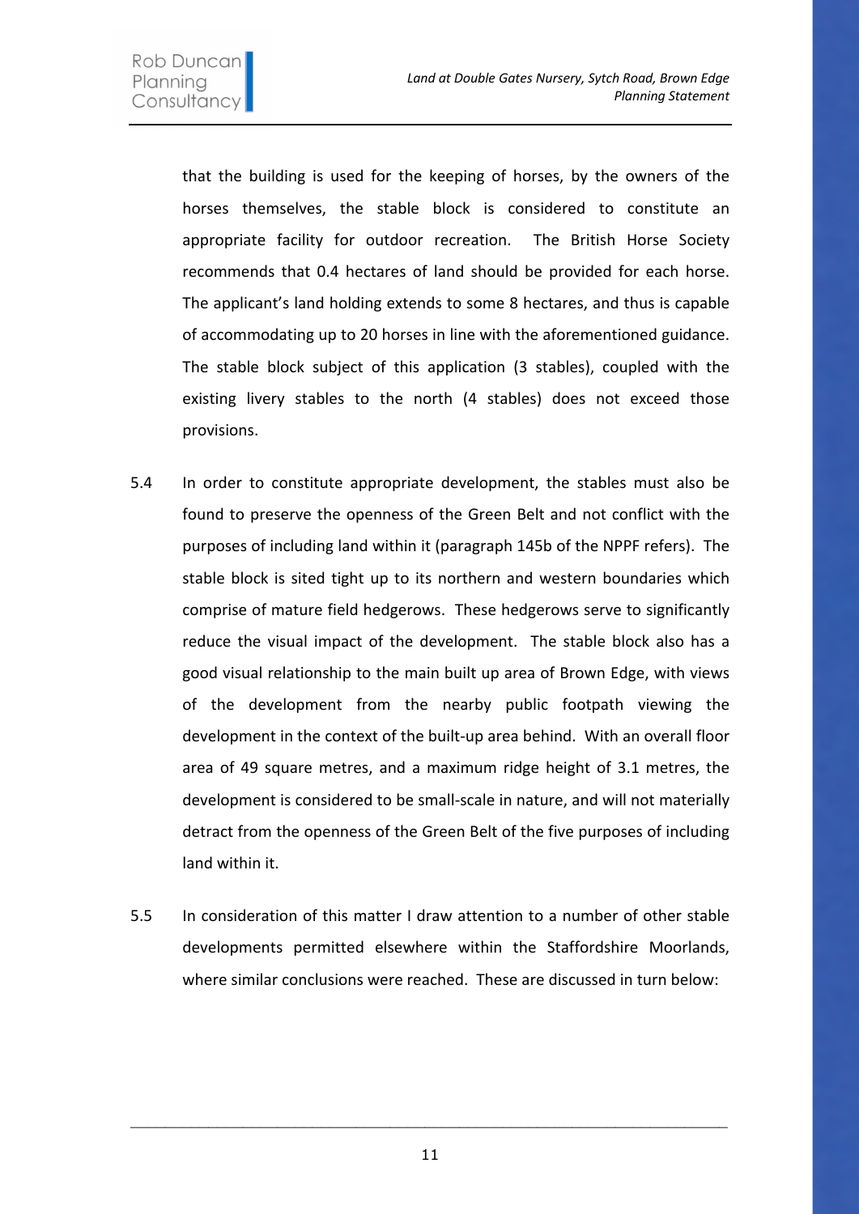that the building is used for the keeping of horses, by the owners of the horses themselves, the stable block is considered to constitute an appropriate facility for outdoor recreation. The British Horse Society recommends that 0.4 hectares of land should be provided for each horse. The applicant's land holding extends to some 8 hectares, and thus is capable of accommodating up to 20 horses in line with the aforementioned guidance. The stable block subject of this application (3 stables), coupled with the existing livery stables to the north (4 stables) does not exceed those provisions.

5.4 In order to constitute appropriate development, the stables must also be found to preserve the openness of the Green Belt and not conflict with the purposes of including land within it (paragraph 145b of the NPPF refers). The stable block is sited tight up to its northern and western boundaries which comprise of mature field hedgerows. These hedgerows serve to significantly reduce the visual impact of the development. The stable block also has a good visual relationship to the main built up area of Brown Edge, with views of the development from the nearby public footpath viewing the development in the context of the built-up area behind. With an overall floor area of 49 square metres, and a maximum ridge height of 3.1 metres, the development is considered to be small-scale in nature, and will not materially detract from the openness of the Green Belt of the five purposes of including land within it.

5.5 In consideration of this matter I draw attention to a number of other stable developments permitted elsewhere within the Staffordshire Moorlands, where similar conclusions were reached. These are discussed in turn below: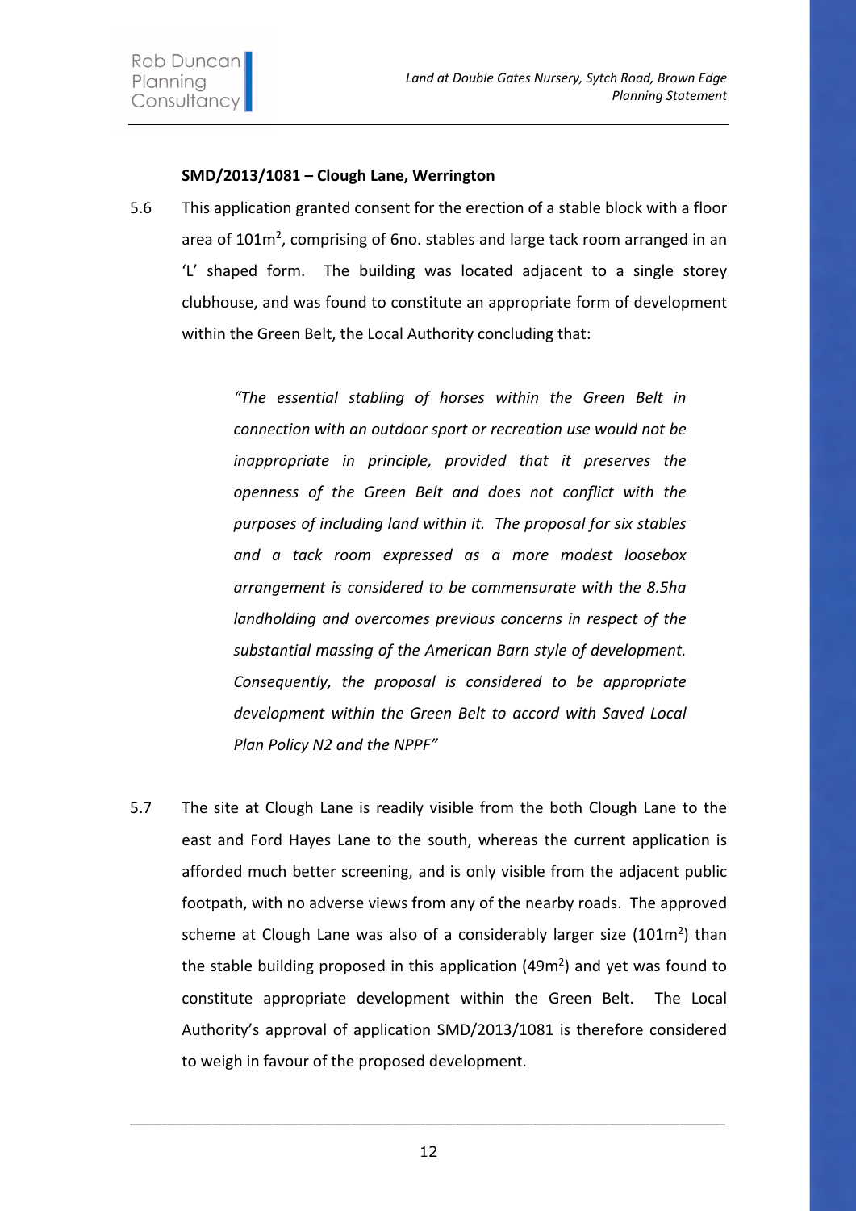**SMD/2013/1081 – Clough Lane, Werrington**

5.6 This application granted consent for the erection of a stable block with a floor area of $101m^2$, comprising of 6no. stables and large tack room arranged in an 'L' shaped form. The building was located adjacent to a single storey clubhouse, and was found to constitute an appropriate form of development within the Green Belt, the Local Authority concluding that:

> *"The essential stabling of horses within the Green Belt in connection with an outdoor sport or recreation use would not be inappropriate in principle, provided that it preserves the openness of the Green Belt and does not conflict with the purposes of including land within it. The proposal for six stables and a tack room expressed as a more modest loosebox arrangement is considered to be commensurate with the 8.5ha landholding and overcomes previous concerns in respect of the substantial massing of the American Barn style of development. Consequently, the proposal is considered to be appropriate development within the Green Belt to accord with Saved Local Plan Policy N2 and the NPPF"*

5.7 The site at Clough Lane is readily visible from the both Clough Lane to the east and Ford Hayes Lane to the south, whereas the current application is afforded much better screening, and is only visible from the adjacent public footpath, with no adverse views from any of the nearby roads. The approved scheme at Clough Lane was also of a considerably larger size ($101m^2$) than the stable building proposed in this application ($49m^2$) and yet was found to constitute appropriate development within the Green Belt. The Local Authority's approval of application SMD/2013/1081 is therefore considered to weigh in favour of the proposed development.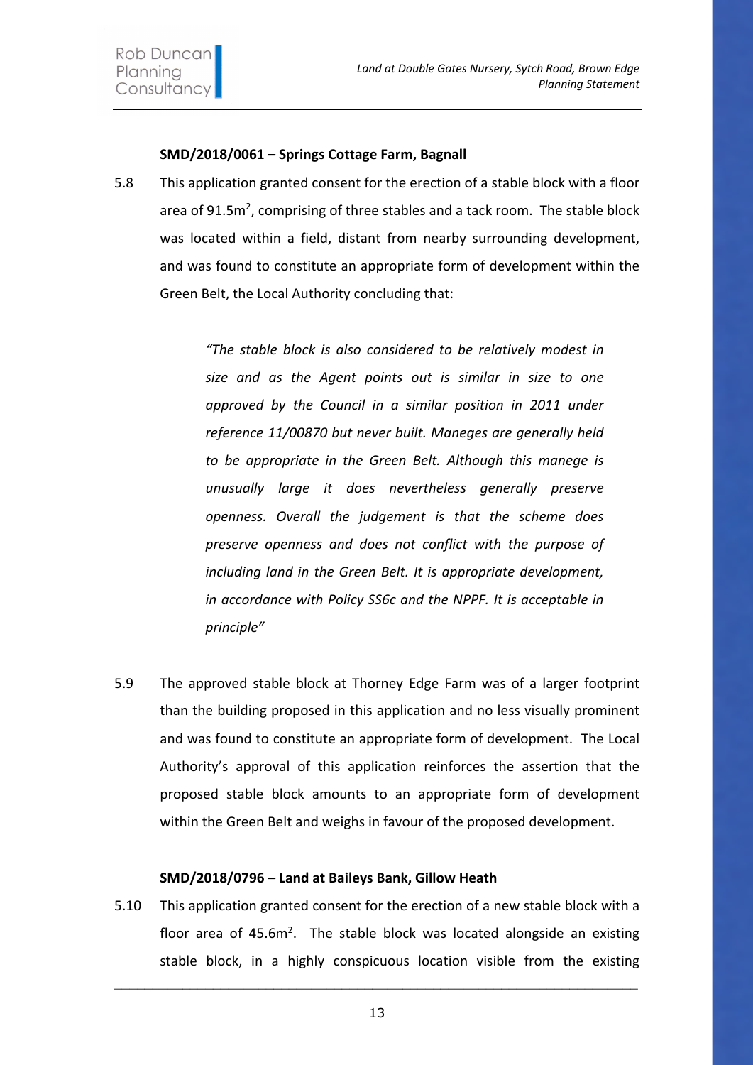**SMD/2018/0061 – Springs Cottage Farm, Bagnall**

5.8 This application granted consent for the erection of a stable block with a floor area of 91.5m$^2$, comprising of three stables and a tack room. The stable block was located within a field, distant from nearby surrounding development, and was found to constitute an appropriate form of development within the Green Belt, the Local Authority concluding that:

> *"The stable block is also considered to be relatively modest in size and as the Agent points out is similar in size to one approved by the Council in a similar position in 2011 under reference 11/00870 but never built. Maneges are generally held to be appropriate in the Green Belt. Although this manege is unusually large it does nevertheless generally preserve openness. Overall the judgement is that the scheme does preserve openness and does not conflict with the purpose of including land in the Green Belt. It is appropriate development, in accordance with Policy SS6c and the NPPF. It is acceptable in principle"*

5.9 The approved stable block at Thorney Edge Farm was of a larger footprint than the building proposed in this application and no less visually prominent and was found to constitute an appropriate form of development. The Local Authority's approval of this application reinforces the assertion that the proposed stable block amounts to an appropriate form of development within the Green Belt and weighs in favour of the proposed development.

**SMD/2018/0796 – Land at Baileys Bank, Gillow Heath**

5.10 This application granted consent for the erection of a new stable block with a floor area of 45.6m$^2$. The stable block was located alongside an existing stable block, in a highly conspicuous location visible from the existing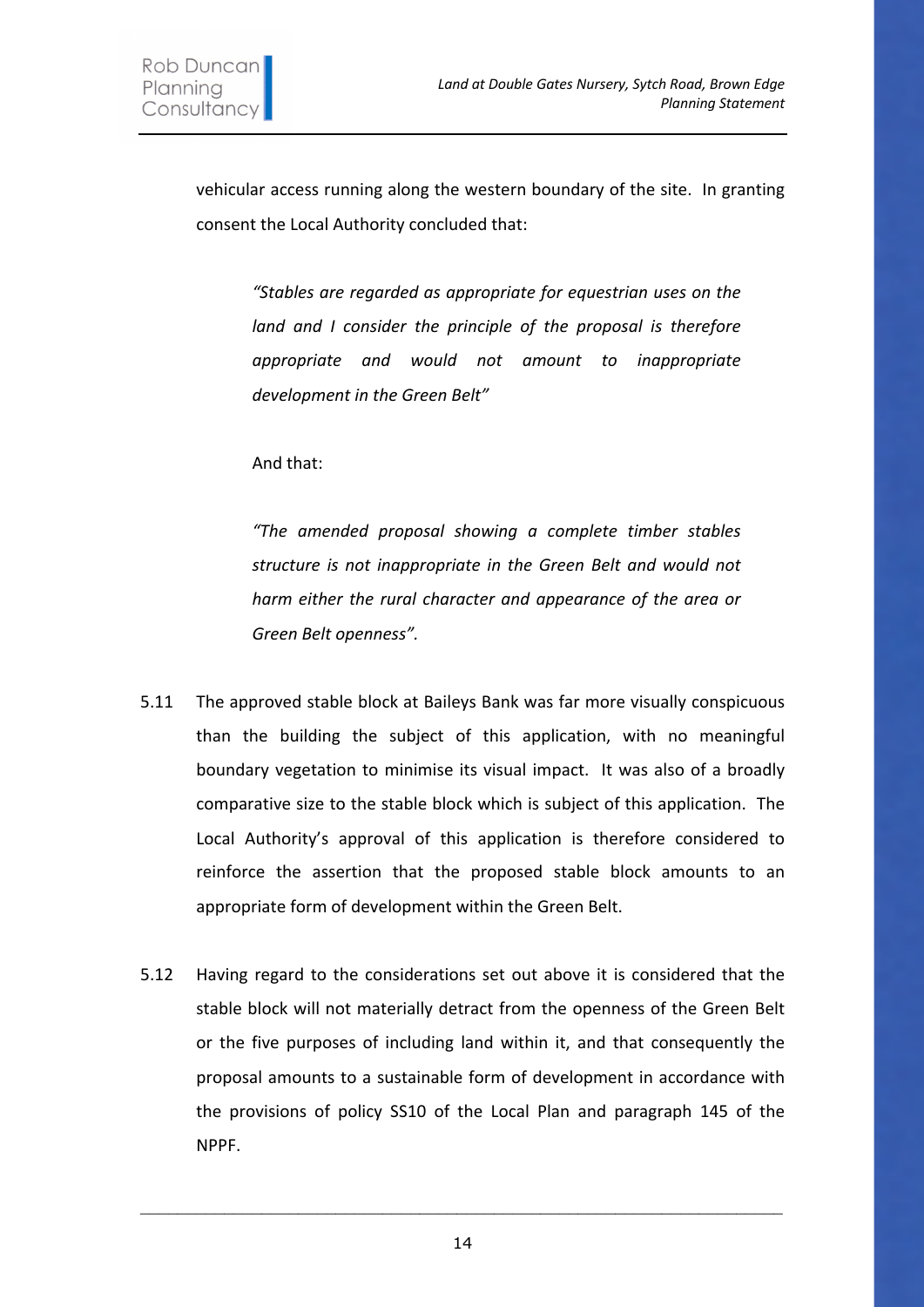vehicular access running along the western boundary of the site. In granting consent the Local Authority concluded that:

> *"Stables are regarded as appropriate for equestrian uses on the land and I consider the principle of the proposal is therefore appropriate and would not amount to inappropriate development in the Green Belt"*
>
> And that:
>
> *"The amended proposal showing a complete timber stables structure is not inappropriate in the Green Belt and would not harm either the rural character and appearance of the area or Green Belt openness".*

5.11 The approved stable block at Baileys Bank was far more visually conspicuous than the building the subject of this application, with no meaningful boundary vegetation to minimise its visual impact. It was also of a broadly comparative size to the stable block which is subject of this application. The Local Authority's approval of this application is therefore considered to reinforce the assertion that the proposed stable block amounts to an appropriate form of development within the Green Belt.

5.12 Having regard to the considerations set out above it is considered that the stable block will not materially detract from the openness of the Green Belt or the five purposes of including land within it, and that consequently the proposal amounts to a sustainable form of development in accordance with the provisions of policy SS10 of the Local Plan and paragraph 145 of the NPPF.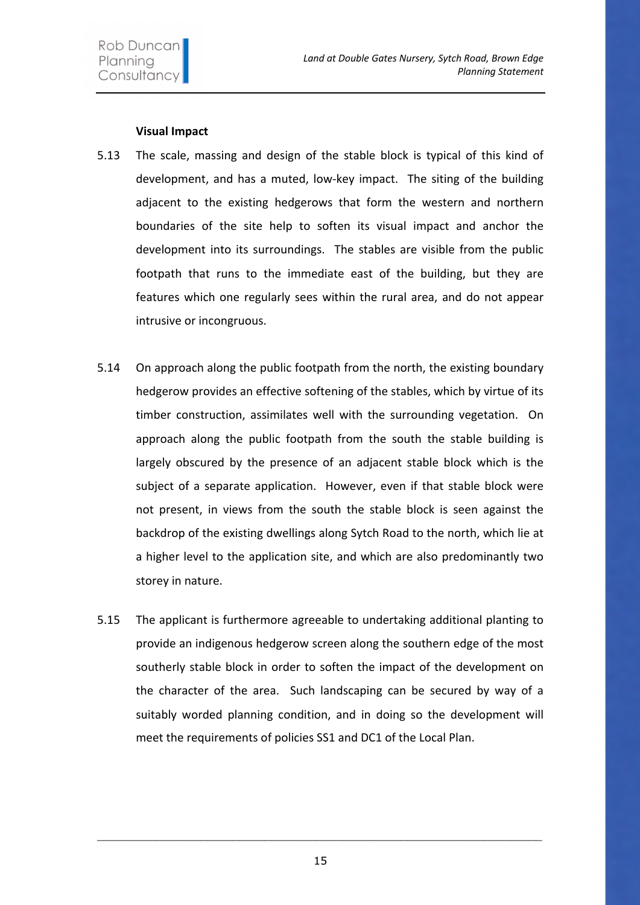**Visual Impact**

5.13 The scale, massing and design of the stable block is typical of this kind of development, and has a muted, low-key impact. The siting of the building adjacent to the existing hedgerows that form the western and northern boundaries of the site help to soften its visual impact and anchor the development into its surroundings. The stables are visible from the public footpath that runs to the immediate east of the building, but they are features which one regularly sees within the rural area, and do not appear intrusive or incongruous.

5.14 On approach along the public footpath from the north, the existing boundary hedgerow provides an effective softening of the stables, which by virtue of its timber construction, assimilates well with the surrounding vegetation. On approach along the public footpath from the south the stable building is largely obscured by the presence of an adjacent stable block which is the subject of a separate application. However, even if that stable block were not present, in views from the south the stable block is seen against the backdrop of the existing dwellings along Sytch Road to the north, which lie at a higher level to the application site, and which are also predominantly two storey in nature.

5.15 The applicant is furthermore agreeable to undertaking additional planting to provide an indigenous hedgerow screen along the southern edge of the most southerly stable block in order to soften the impact of the development on the character of the area. Such landscaping can be secured by way of a suitably worded planning condition, and in doing so the development will meet the requirements of policies SS1 and DC1 of the Local Plan.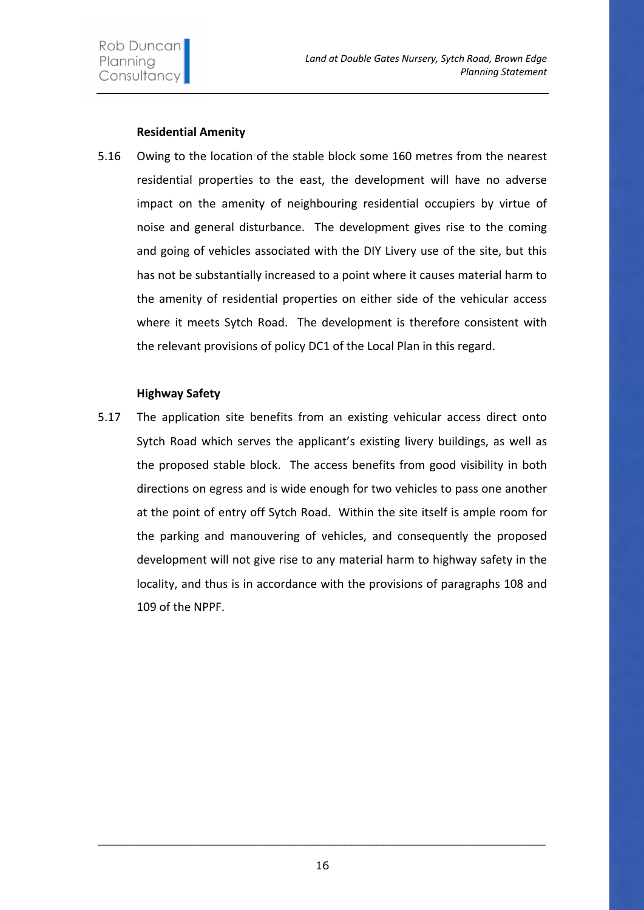**Residential Amenity**

5.16 Owing to the location of the stable block some 160 metres from the nearest residential properties to the east, the development will have no adverse impact on the amenity of neighbouring residential occupiers by virtue of noise and general disturbance. The development gives rise to the coming and going of vehicles associated with the DIY Livery use of the site, but this has not be substantially increased to a point where it causes material harm to the amenity of residential properties on either side of the vehicular access where it meets Sytch Road. The development is therefore consistent with the relevant provisions of policy DC1 of the Local Plan in this regard.

**Highway Safety**

5.17 The application site benefits from an existing vehicular access direct onto Sytch Road which serves the applicant's existing livery buildings, as well as the proposed stable block. The access benefits from good visibility in both directions on egress and is wide enough for two vehicles to pass one another at the point of entry off Sytch Road. Within the site itself is ample room for the parking and manouvering of vehicles, and consequently the proposed development will not give rise to any material harm to highway safety in the locality, and thus is in accordance with the provisions of paragraphs 108 and 109 of the NPPF.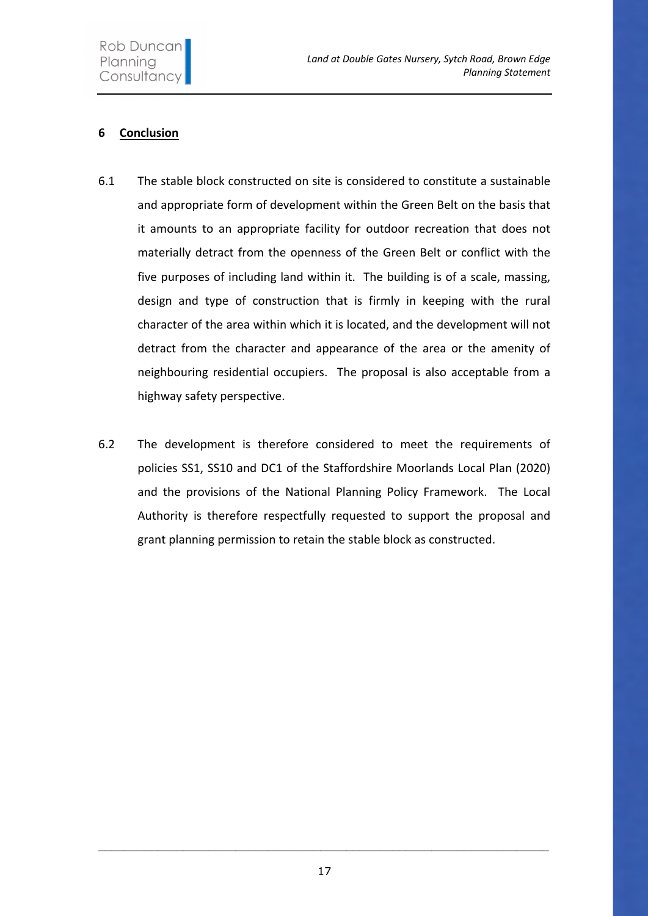## 6 Conclusion

6.1 The stable block constructed on site is considered to constitute a sustainable and appropriate form of development within the Green Belt on the basis that it amounts to an appropriate facility for outdoor recreation that does not materially detract from the openness of the Green Belt or conflict with the five purposes of including land within it. The building is of a scale, massing, design and type of construction that is firmly in keeping with the rural character of the area within which it is located, and the development will not detract from the character and appearance of the area or the amenity of neighbouring residential occupiers. The proposal is also acceptable from a highway safety perspective.

6.2 The development is therefore considered to meet the requirements of policies SS1, SS10 and DC1 of the Staffordshire Moorlands Local Plan (2020) and the provisions of the National Planning Policy Framework. The Local Authority is therefore respectfully requested to support the proposal and grant planning permission to retain the stable block as constructed.